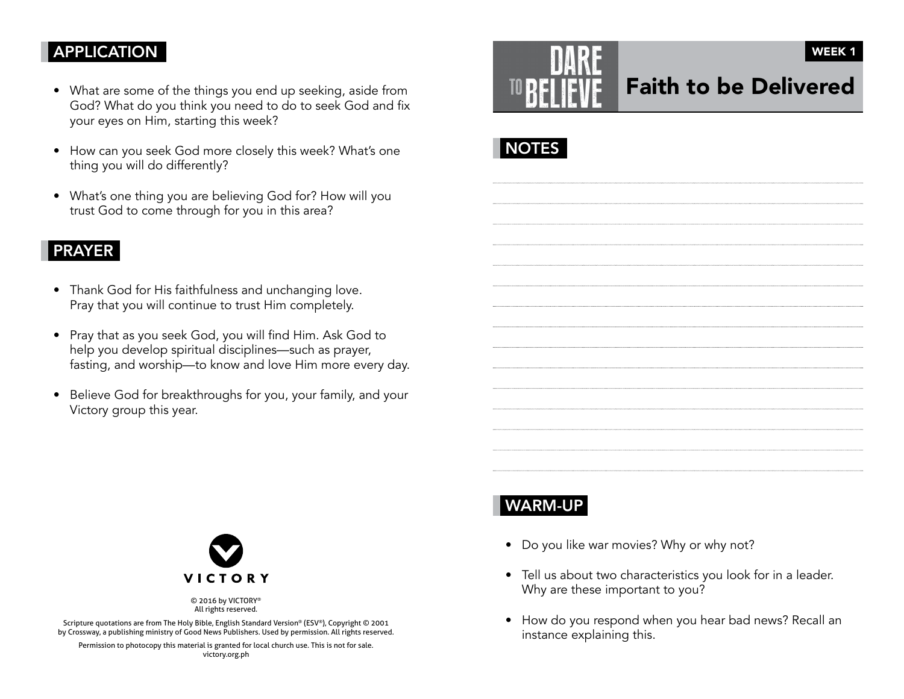## APPLICATION

- What are some of the things you end up seeking, aside from God? What do you think you need to do to seek God and fix your eyes on Him, starting this week?
- How can you seek God more closely this week? What's one thing you will do differently?
- What's one thing you are believing God for? How will you trust God to come through for you in this area?

## PRAYER

- Thank God for His faithfulness and unchanging love. Pray that you will continue to trust Him completely.
- Pray that as you seek God, you will find Him. Ask God to help you develop spiritual disciplines—such as prayer, fasting, and worship—to know and love Him more every day.
- Believe God for breakthroughs for you, your family, and your Victory group this year.

VICTORY

© 2016 by VICTORY®
All rights reserved.

Scripture quotations are from The Holy Bible, English Standard Version® (ESV®), Copyright © 2001 by Crossway, a publishing ministry of Good News Publishers. Used by permission. All rights reserved.

Permission to photocopy this material is granted for local church use. This is not for sale.
victory.org.ph

# DARE TO BELIEVE

WEEK 1

# Faith to be Delivered

## NOTES

## WARM-UP

- Do you like war movies? Why or why not?
- Tell us about two characteristics you look for in a leader. Why are these important to you?
- How do you respond when you hear bad news? Recall an instance explaining this.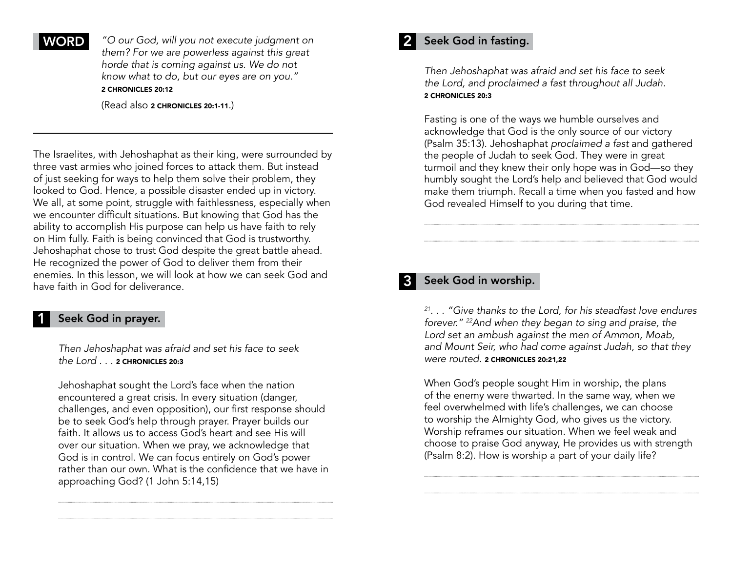**WORD**

*"O our God, will you not execute judgment on them? For we are powerless against this great horde that is coming against us. We do not know what to do, but our eyes are on you."*
**2 CHRONICLES 20:12**

(Read also **2 CHRONICLES 20:1-11**.)

---

The Israelites, with Jehoshaphat as their king, were surrounded by three vast armies who joined forces to attack them. But instead of just seeking for ways to help them solve their problem, they looked to God. Hence, a possible disaster ended up in victory. We all, at some point, struggle with faithlessness, especially when we encounter difficult situations. But knowing that God has the ability to accomplish His purpose can help us have faith to rely on Him fully. Faith is being convinced that God is trustworthy. Jehoshaphat chose to trust God despite the great battle ahead. He recognized the power of God to deliver them from their enemies. In this lesson, we will look at how we can seek God and have faith in God for deliverance.

## 1 Seek God in prayer.

*Then Jehoshaphat was afraid and set his face to seek the Lord . . .* **2 CHRONICLES 20:3**

Jehoshaphat sought the Lord's face when the nation encountered a great crisis. In every situation (danger, challenges, and even opposition), our first response should be to seek God's help through prayer. Prayer builds our faith. It allows us to access God's heart and see His will over our situation. When we pray, we acknowledge that God is in control. We can focus entirely on God's power rather than our own. What is the confidence that we have in approaching God? (1 John 5:14,15)

## 2 Seek God in fasting.

*Then Jehoshaphat was afraid and set his face to seek the Lord, and proclaimed a fast throughout all Judah.*
**2 CHRONICLES 20:3**

Fasting is one of the ways we humble ourselves and acknowledge that God is the only source of our victory (Psalm 35:13). Jehoshaphat *proclaimed a fast* and gathered the people of Judah to seek God. They were in great turmoil and they knew their only hope was in God—so they humbly sought the Lord's help and believed that God would make them triumph. Recall a time when you fasted and how God revealed Himself to you during that time.

## 3 Seek God in worship.

*[21]. . . "Give thanks to the Lord, for his steadfast love endures forever." [22]And when they began to sing and praise, the Lord set an ambush against the men of Ammon, Moab, and Mount Seir, who had come against Judah, so that they were routed.* **2 CHRONICLES 20:21,22**

When God's people sought Him in worship, the plans of the enemy were thwarted. In the same way, when we feel overwhelmed with life's challenges, we can choose to worship the Almighty God, who gives us the victory. Worship reframes our situation. When we feel weak and choose to praise God anyway, He provides us with strength (Psalm 8:2). How is worship a part of your daily life?